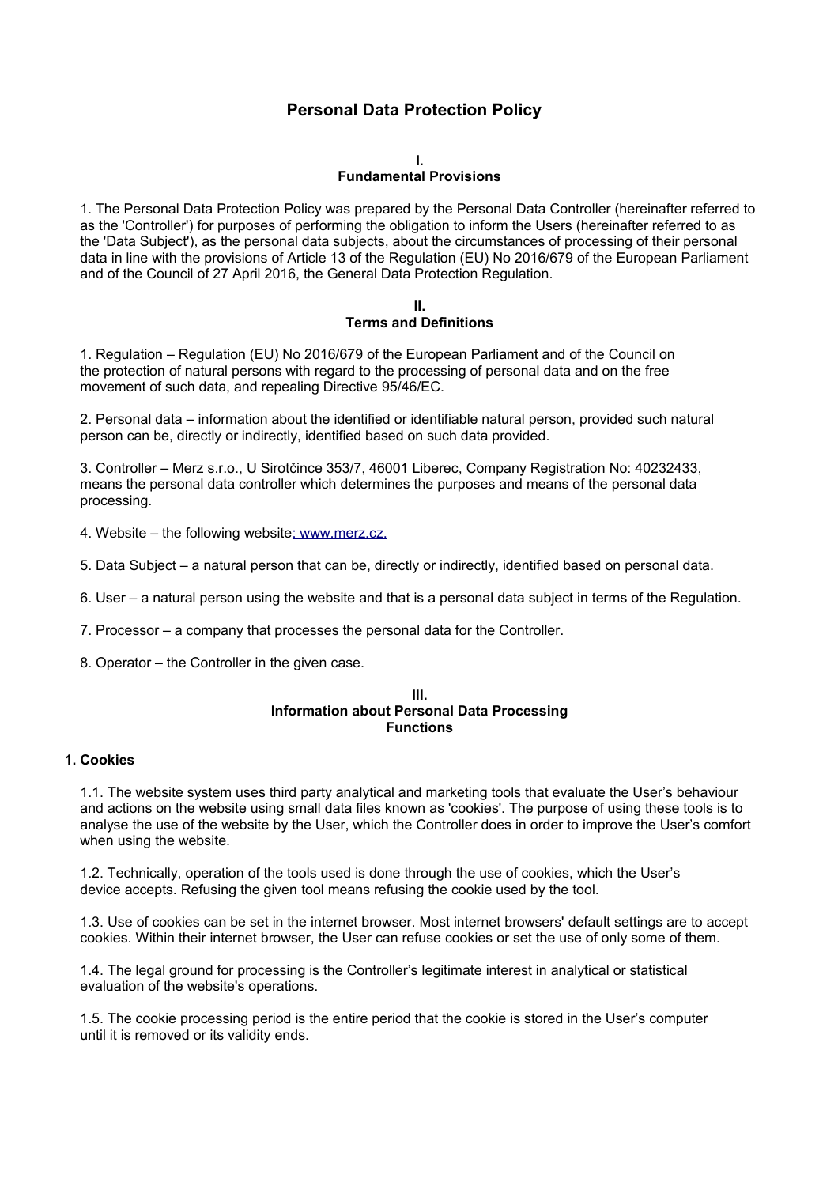# Personal Data Protection Policy

## I.
## Fundamental Provisions

1. The Personal Data Protection Policy was prepared by the Personal Data Controller (hereinafter referred to as the 'Controller') for purposes of performing the obligation to inform the Users (hereinafter referred to as the 'Data Subject'), as the personal data subjects, about the circumstances of processing of their personal data in line with the provisions of Article 13 of the Regulation (EU) No 2016/679 of the European Parliament and of the Council of 27 April 2016, the General Data Protection Regulation.

## II.
## Terms and Definitions

1. Regulation – Regulation (EU) No 2016/679 of the European Parliament and of the Council on the protection of natural persons with regard to the processing of personal data and on the free movement of such data, and repealing Directive 95/46/EC.

2. Personal data – information about the identified or identifiable natural person, provided such natural person can be, directly or indirectly, identified based on such data provided.

3. Controller – Merz s.r.o., U Sirotčince 353/7, 46001 Liberec, Company Registration No: 40232433, means the personal data controller which determines the purposes and means of the personal data processing.

4. Website – the following website: www.merz.cz.

5. Data Subject – a natural person that can be, directly or indirectly, identified based on personal data.

6. User – a natural person using the website and that is a personal data subject in terms of the Regulation.

7. Processor – a company that processes the personal data for the Controller.

8. Operator – the Controller in the given case.

## III.
## Information about Personal Data Processing
## Functions

### 1. Cookies

1.1. The website system uses third party analytical and marketing tools that evaluate the User's behaviour and actions on the website using small data files known as 'cookies'. The purpose of using these tools is to analyse the use of the website by the User, which the Controller does in order to improve the User's comfort when using the website.

1.2. Technically, operation of the tools used is done through the use of cookies, which the User's device accepts. Refusing the given tool means refusing the cookie used by the tool.

1.3. Use of cookies can be set in the internet browser. Most internet browsers' default settings are to accept cookies. Within their internet browser, the User can refuse cookies or set the use of only some of them.

1.4. The legal ground for processing is the Controller's legitimate interest in analytical or statistical evaluation of the website's operations.

1.5. The cookie processing period is the entire period that the cookie is stored in the User's computer until it is removed or its validity ends.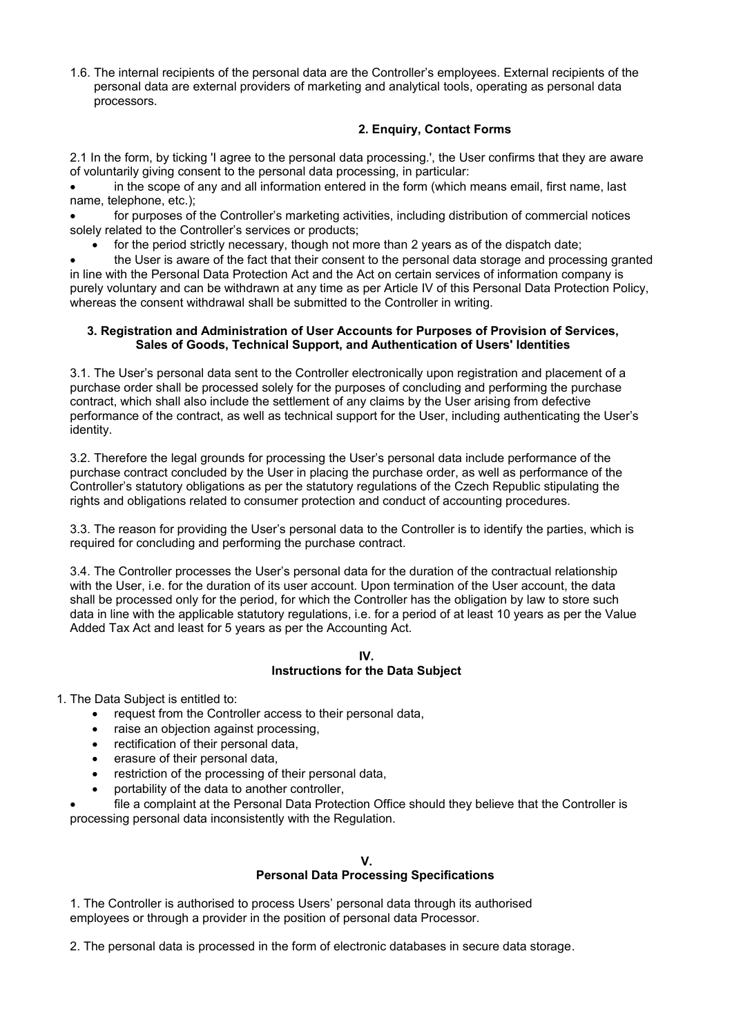1.6. The internal recipients of the personal data are the Controller's employees. External recipients of the personal data are external providers of marketing and analytical tools, operating as personal data processors.

### 2. Enquiry, Contact Forms

2.1 In the form, by ticking 'I agree to the personal data processing.', the User confirms that they are aware of voluntarily giving consent to the personal data processing, in particular:

- in the scope of any and all information entered in the form (which means email, first name, last name, telephone, etc.);
- for purposes of the Controller's marketing activities, including distribution of commercial notices solely related to the Controller's services or products;
- for the period strictly necessary, though not more than 2 years as of the dispatch date;
- the User is aware of the fact that their consent to the personal data storage and processing granted in line with the Personal Data Protection Act and the Act on certain services of information company is purely voluntary and can be withdrawn at any time as per Article IV of this Personal Data Protection Policy, whereas the consent withdrawal shall be submitted to the Controller in writing.

### 3. Registration and Administration of User Accounts for Purposes of Provision of Services, Sales of Goods, Technical Support, and Authentication of Users' Identities

3.1. The User's personal data sent to the Controller electronically upon registration and placement of a purchase order shall be processed solely for the purposes of concluding and performing the purchase contract, which shall also include the settlement of any claims by the User arising from defective performance of the contract, as well as technical support for the User, including authenticating the User's identity.

3.2. Therefore the legal grounds for processing the User's personal data include performance of the purchase contract concluded by the User in placing the purchase order, as well as performance of the Controller's statutory obligations as per the statutory regulations of the Czech Republic stipulating the rights and obligations related to consumer protection and conduct of accounting procedures.

3.3. The reason for providing the User's personal data to the Controller is to identify the parties, which is required for concluding and performing the purchase contract.

3.4. The Controller processes the User's personal data for the duration of the contractual relationship with the User, i.e. for the duration of its user account. Upon termination of the User account, the data shall be processed only for the period, for which the Controller has the obligation by law to store such data in line with the applicable statutory regulations, i.e. for a period of at least 10 years as per the Value Added Tax Act and least for 5 years as per the Accounting Act.

## IV.
## Instructions for the Data Subject

1. The Data Subject is entitled to:
   - request from the Controller access to their personal data,
   - raise an objection against processing,
   - rectification of their personal data,
   - erasure of their personal data,
   - restriction of the processing of their personal data,
   - portability of the data to another controller,
   - file a complaint at the Personal Data Protection Office should they believe that the Controller is processing personal data inconsistently with the Regulation.

## V.
## Personal Data Processing Specifications

1. The Controller is authorised to process Users' personal data through its authorised employees or through a provider in the position of personal data Processor.

2. The personal data is processed in the form of electronic databases in secure data storage.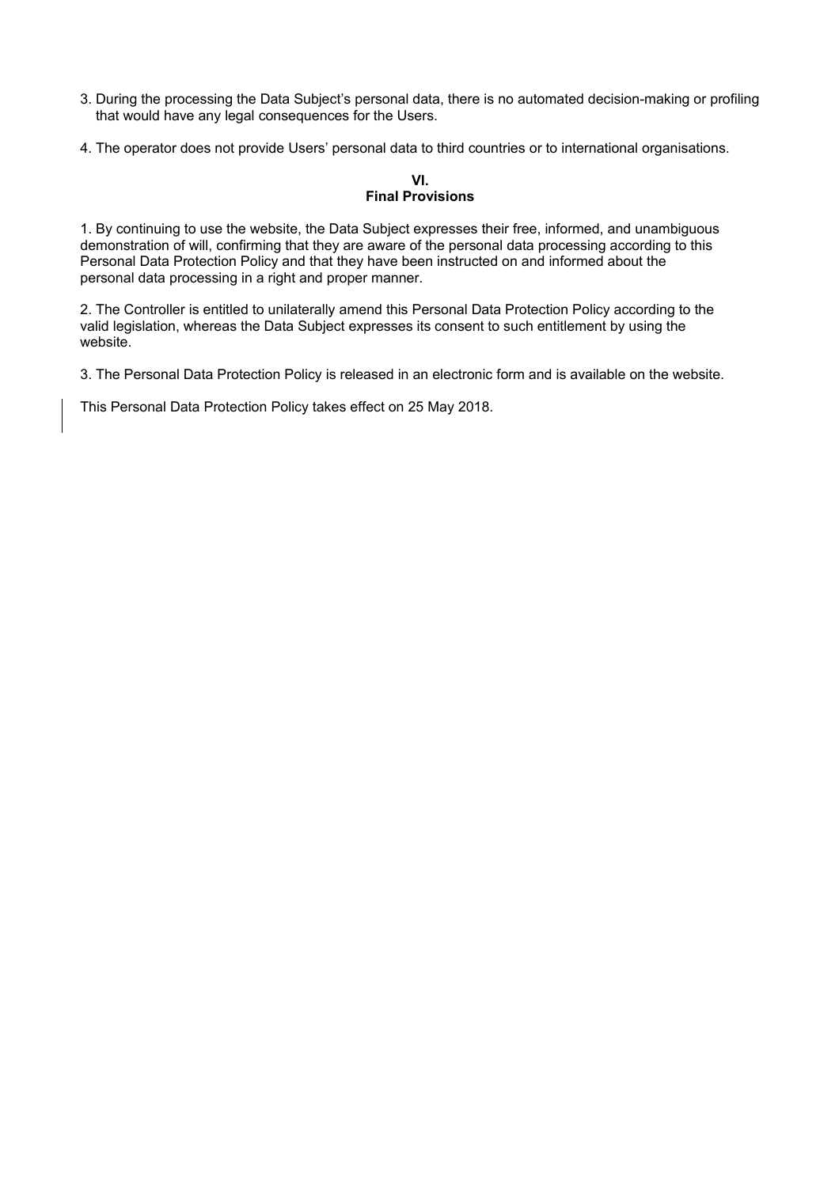3. During the processing the Data Subject's personal data, there is no automated decision-making or profiling that would have any legal consequences for the Users.

4. The operator does not provide Users' personal data to third countries or to international organisations.

## VI.
## Final Provisions

1. By continuing to use the website, the Data Subject expresses their free, informed, and unambiguous demonstration of will, confirming that they are aware of the personal data processing according to this Personal Data Protection Policy and that they have been instructed on and informed about the personal data processing in a right and proper manner.

2. The Controller is entitled to unilaterally amend this Personal Data Protection Policy according to the valid legislation, whereas the Data Subject expresses its consent to such entitlement by using the website.

3. The Personal Data Protection Policy is released in an electronic form and is available on the website.

This Personal Data Protection Policy takes effect on 25 May 2018.